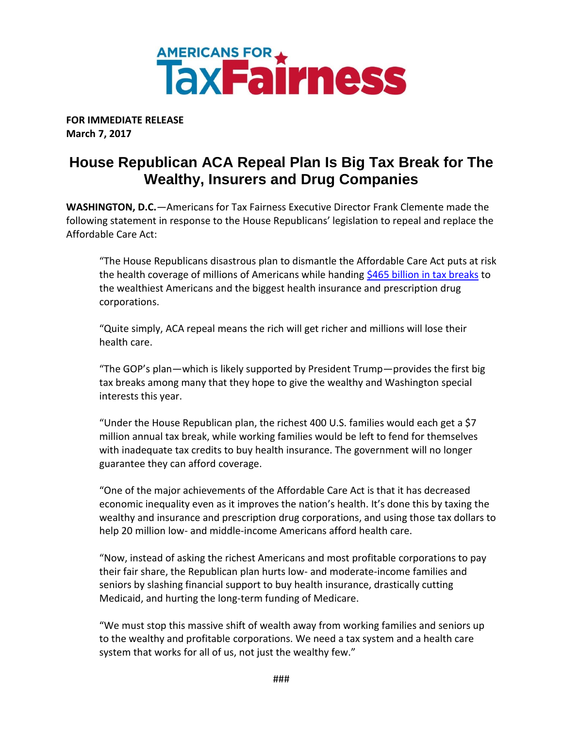AMERICANS FOR TaxFairness

**FOR IMMEDIATE RELEASE**
**March 7, 2017**

# House Republican ACA Repeal Plan Is Big Tax Break for The Wealthy, Insurers and Drug Companies

**WASHINGTON, D.C.**—Americans for Tax Fairness Executive Director Frank Clemente made the following statement in response to the House Republicans' legislation to repeal and replace the Affordable Care Act:

> "The House Republicans disastrous plan to dismantle the Affordable Care Act puts at risk the health coverage of millions of Americans while handing [$465 billion in tax breaks] to the wealthiest Americans and the biggest health insurance and prescription drug corporations.
>
> "Quite simply, ACA repeal means the rich will get richer and millions will lose their health care.
>
> "The GOP's plan—which is likely supported by President Trump—provides the first big tax breaks among many that they hope to give the wealthy and Washington special interests this year.
>
> "Under the House Republican plan, the richest 400 U.S. families would each get a $7 million annual tax break, while working families would be left to fend for themselves with inadequate tax credits to buy health insurance. The government will no longer guarantee they can afford coverage.
>
> "One of the major achievements of the Affordable Care Act is that it has decreased economic inequality even as it improves the nation's health. It's done this by taxing the wealthy and insurance and prescription drug corporations, and using those tax dollars to help 20 million low- and middle-income Americans afford health care.
>
> "Now, instead of asking the richest Americans and most profitable corporations to pay their fair share, the Republican plan hurts low- and moderate-income families and seniors by slashing financial support to buy health insurance, drastically cutting Medicaid, and hurting the long-term funding of Medicare.
>
> "We must stop this massive shift of wealth away from working families and seniors up to the wealthy and profitable corporations. We need a tax system and a health care system that works for all of us, not just the wealthy few."

###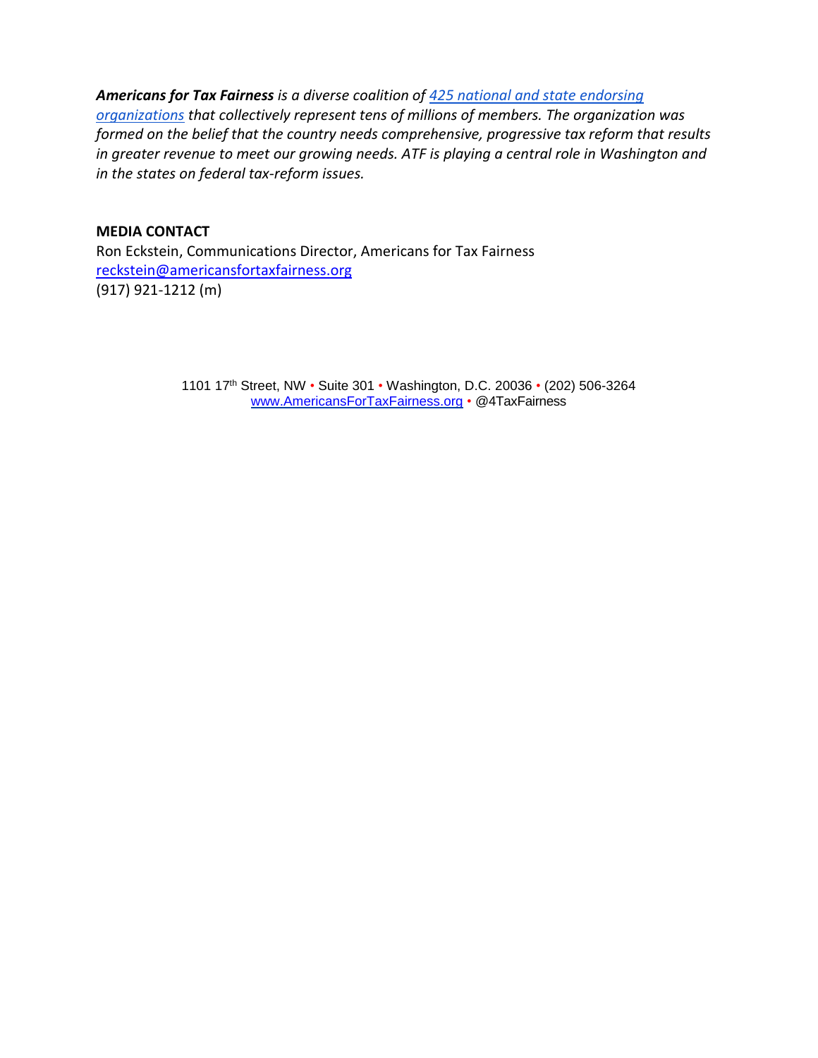***Americans for Tax Fairness** is a diverse coalition of 425 national and state endorsing organizations that collectively represent tens of millions of members. The organization was formed on the belief that the country needs comprehensive, progressive tax reform that results in greater revenue to meet our growing needs. ATF is playing a central role in Washington and in the states on federal tax-reform issues.*

**MEDIA CONTACT**
Ron Eckstein, Communications Director, Americans for Tax Fairness
reckstein@americansfortaxfairness.org
(917) 921-1212 (m)

1101 17th Street, NW • Suite 301 • Washington, D.C. 20036 • (202) 506-3264
www.AmericansForTaxFairness.org • @4TaxFairness